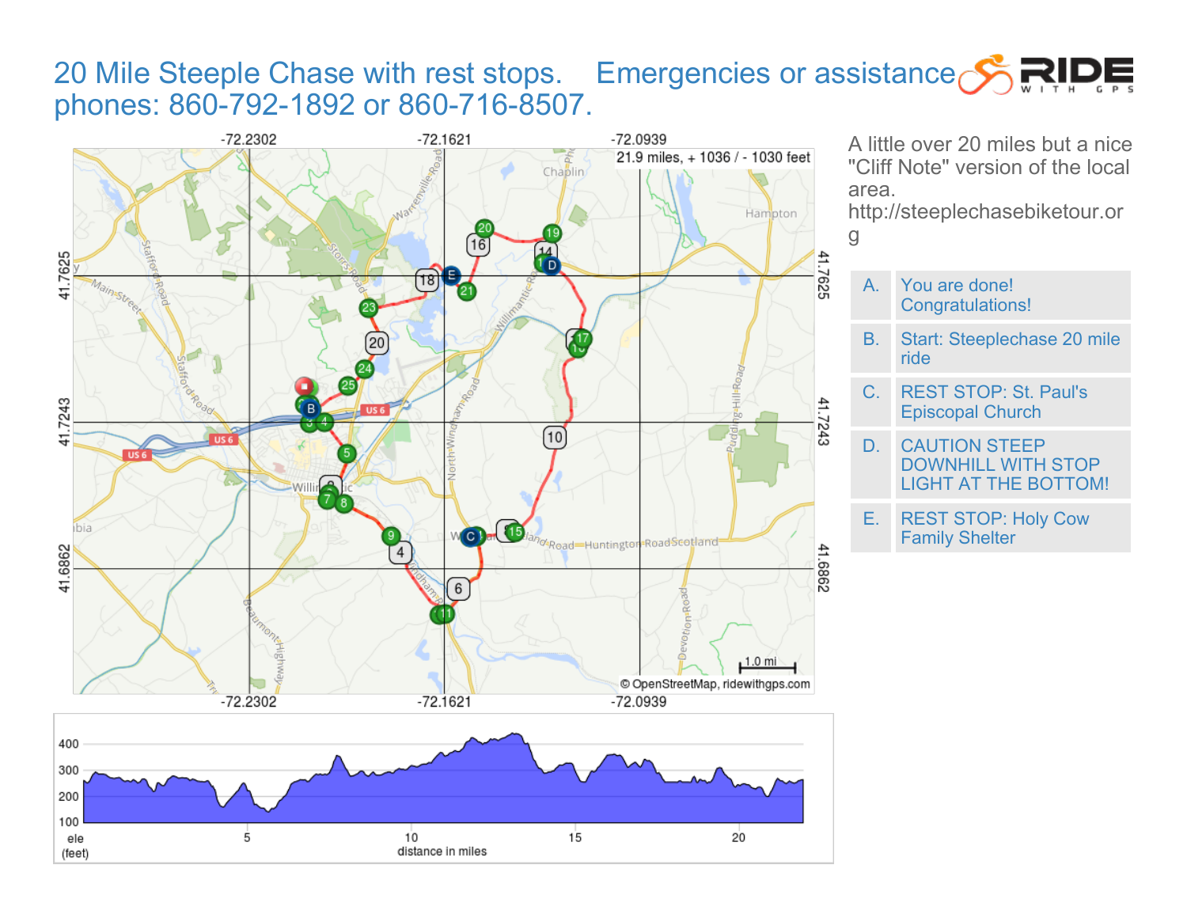# 20 Mile Steeple Chase with rest stops. Emergencies or assistance phones: 860-792-1892 or 860-716-8507.

21.9 miles, + 1036 / - 1030 feet

A little over 20 miles but a nice "Cliff Note" version of the local area. http://steeplechasebiketour.org

| | |
|---|---|
| A. | You are done! Congratulations! |
| B. | Start: Steeplechase 20 mile ride |
| C. | REST STOP: St. Paul's Episcopal Church |
| D. | CAUTION STEEP DOWNHILL WITH STOP LIGHT AT THE BOTTOM! |
| E. | REST STOP: Holy Cow Family Shelter |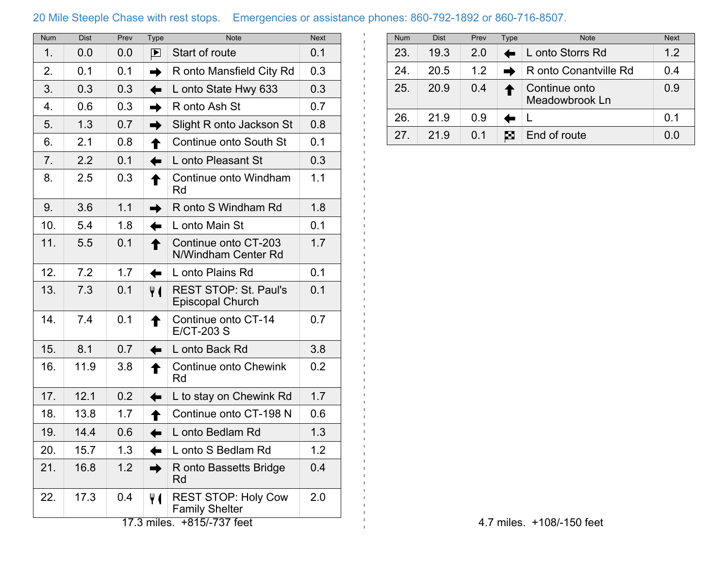20 Mile Steeple Chase with rest stops.    Emergencies or assistance phones: 860-792-1892 or 860-716-8507.

| Num | Dist | Prev | Type | Note | Next |
|---|---|---|---|---|---|
| 1. | 0.0 | 0.0 | | Start of route | 0.1 |
| 2. | 0.1 | 0.1 | | R onto Mansfield City Rd | 0.3 |
| 3. | 0.3 | 0.3 | | L onto State Hwy 633 | 0.3 |
| 4. | 0.6 | 0.3 | | R onto Ash St | 0.7 |
| 5. | 1.3 | 0.7 | | Slight R onto Jackson St | 0.8 |
| 6. | 2.1 | 0.8 | | Continue onto South St | 0.1 |
| 7. | 2.2 | 0.1 | | L onto Pleasant St | 0.3 |
| 8. | 2.5 | 0.3 | | Continue onto Windham Rd | 1.1 |
| 9. | 3.6 | 1.1 | | R onto S Windham Rd | 1.8 |
| 10. | 5.4 | 1.8 | | L onto Main St | 0.1 |
| 11. | 5.5 | 0.1 | | Continue onto CT-203 N/Windham Center Rd | 1.7 |
| 12. | 7.2 | 1.7 | | L onto Plains Rd | 0.1 |
| 13. | 7.3 | 0.1 | | REST STOP: St. Paul's Episcopal Church | 0.1 |
| 14. | 7.4 | 0.1 | | Continue onto CT-14 E/CT-203 S | 0.7 |
| 15. | 8.1 | 0.7 | | L onto Back Rd | 3.8 |
| 16. | 11.9 | 3.8 | | Continue onto Chewink Rd | 0.2 |
| 17. | 12.1 | 0.2 | | L to stay on Chewink Rd | 1.7 |
| 18. | 13.8 | 1.7 | | Continue onto CT-198 N | 0.6 |
| 19. | 14.4 | 0.6 | | L onto Bedlam Rd | 1.3 |
| 20. | 15.7 | 1.3 | | L onto S Bedlam Rd | 1.2 |
| 21. | 16.8 | 1.2 | | R onto Bassetts Bridge Rd | 0.4 |
| 22. | 17.3 | 0.4 | | REST STOP: Holy Cow Family Shelter | 2.0 |

17.3 miles.  +815/-737 feet

| Num | Dist | Prev | Type | Note | Next |
|---|---|---|---|---|---|
| 23. | 19.3 | 2.0 | | L onto Storrs Rd | 1.2 |
| 24. | 20.5 | 1.2 | | R onto Conantville Rd | 0.4 |
| 25. | 20.9 | 0.4 | | Continue onto Meadowbrook Ln | 0.9 |
| 26. | 21.9 | 0.9 | | L | 0.1 |
| 27. | 21.9 | 0.1 | | End of route | 0.0 |

4.7 miles.  +108/-150 feet